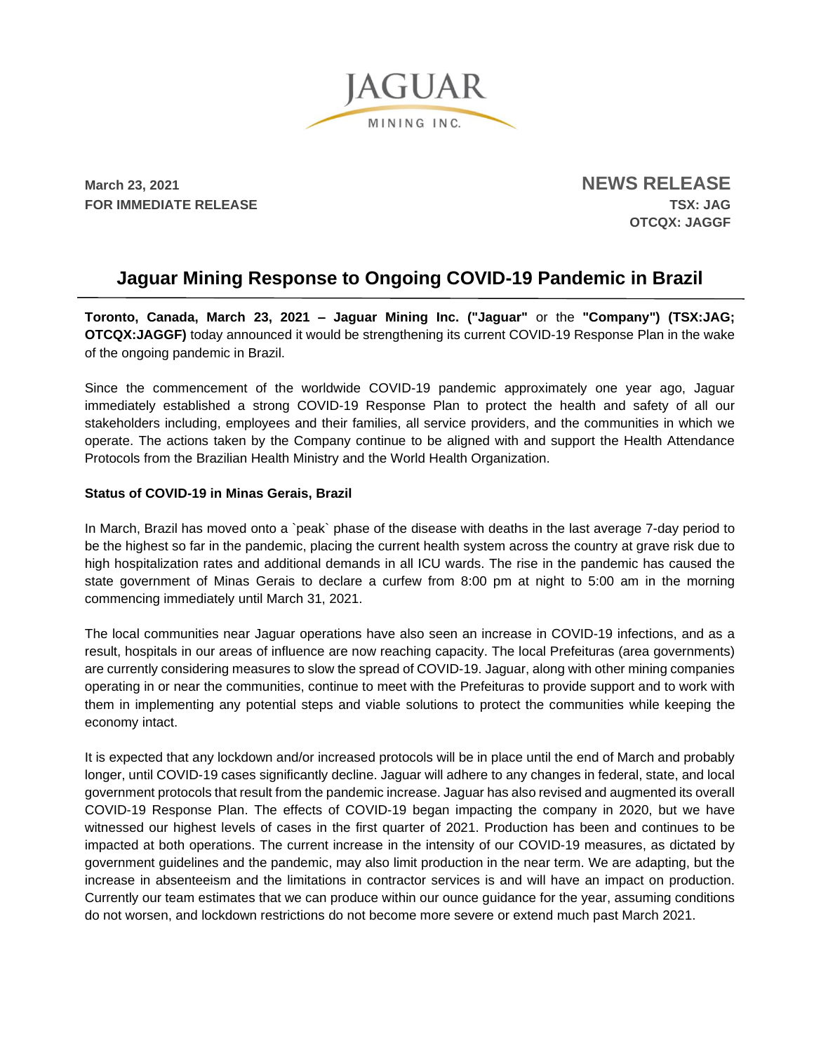JAGUAR

MINING INC.

**March 23, 2021**
**FOR IMMEDIATE RELEASE**

**NEWS RELEASE**
**TSX: JAG**
**OTCQX: JAGGF**

# Jaguar Mining Response to Ongoing COVID-19 Pandemic in Brazil

**Toronto, Canada, March 23, 2021 – Jaguar Mining Inc. ("Jaguar"** or the **"Company") (TSX:JAG; OTCQX:JAGGF)** today announced it would be strengthening its current COVID-19 Response Plan in the wake of the ongoing pandemic in Brazil.

Since the commencement of the worldwide COVID-19 pandemic approximately one year ago, Jaguar immediately established a strong COVID-19 Response Plan to protect the health and safety of all our stakeholders including, employees and their families, all service providers, and the communities in which we operate. The actions taken by the Company continue to be aligned with and support the Health Attendance Protocols from the Brazilian Health Ministry and the World Health Organization.

**Status of COVID-19 in Minas Gerais, Brazil**

In March, Brazil has moved onto a `peak` phase of the disease with deaths in the last average 7-day period to be the highest so far in the pandemic, placing the current health system across the country at grave risk due to high hospitalization rates and additional demands in all ICU wards. The rise in the pandemic has caused the state government of Minas Gerais to declare a curfew from 8:00 pm at night to 5:00 am in the morning commencing immediately until March 31, 2021.

The local communities near Jaguar operations have also seen an increase in COVID-19 infections, and as a result, hospitals in our areas of influence are now reaching capacity. The local Prefeituras (area governments) are currently considering measures to slow the spread of COVID-19. Jaguar, along with other mining companies operating in or near the communities, continue to meet with the Prefeituras to provide support and to work with them in implementing any potential steps and viable solutions to protect the communities while keeping the economy intact.

It is expected that any lockdown and/or increased protocols will be in place until the end of March and probably longer, until COVID-19 cases significantly decline. Jaguar will adhere to any changes in federal, state, and local government protocols that result from the pandemic increase. Jaguar has also revised and augmented its overall COVID-19 Response Plan. The effects of COVID-19 began impacting the company in 2020, but we have witnessed our highest levels of cases in the first quarter of 2021. Production has been and continues to be impacted at both operations. The current increase in the intensity of our COVID-19 measures, as dictated by government guidelines and the pandemic, may also limit production in the near term. We are adapting, but the increase in absenteeism and the limitations in contractor services is and will have an impact on production. Currently our team estimates that we can produce within our ounce guidance for the year, assuming conditions do not worsen, and lockdown restrictions do not become more severe or extend much past March 2021.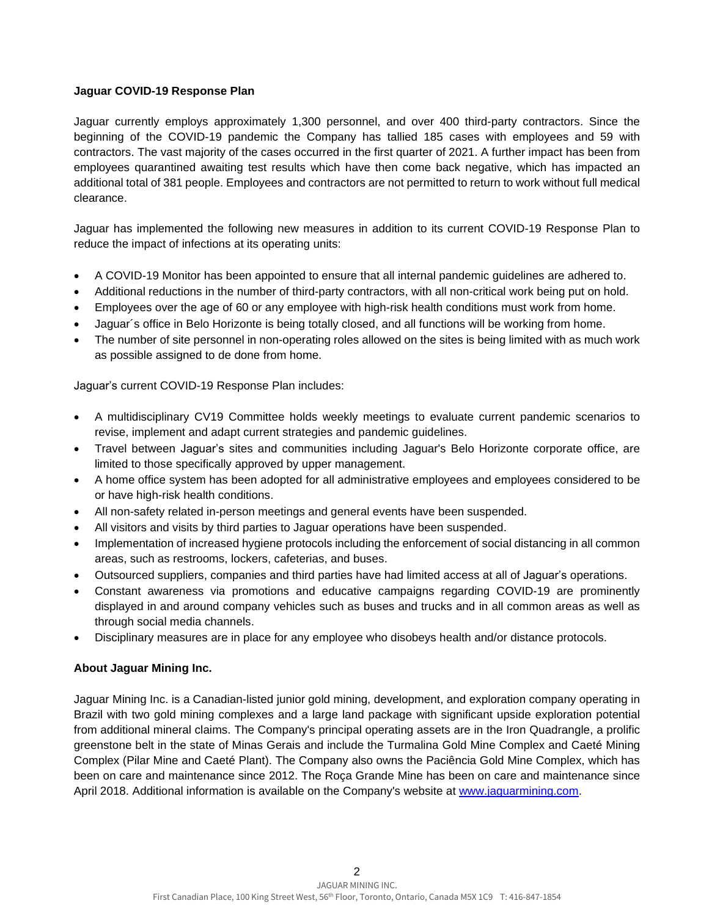**Jaguar COVID-19 Response Plan**

Jaguar currently employs approximately 1,300 personnel, and over 400 third-party contractors. Since the beginning of the COVID-19 pandemic the Company has tallied 185 cases with employees and 59 with contractors. The vast majority of the cases occurred in the first quarter of 2021. A further impact has been from employees quarantined awaiting test results which have then come back negative, which has impacted an additional total of 381 people. Employees and contractors are not permitted to return to work without full medical clearance.

Jaguar has implemented the following new measures in addition to its current COVID-19 Response Plan to reduce the impact of infections at its operating units:

- A COVID-19 Monitor has been appointed to ensure that all internal pandemic guidelines are adhered to.
- Additional reductions in the number of third-party contractors, with all non-critical work being put on hold.
- Employees over the age of 60 or any employee with high-risk health conditions must work from home.
- Jaguar´s office in Belo Horizonte is being totally closed, and all functions will be working from home.
- The number of site personnel in non-operating roles allowed on the sites is being limited with as much work as possible assigned to de done from home.

Jaguar's current COVID-19 Response Plan includes:

- A multidisciplinary CV19 Committee holds weekly meetings to evaluate current pandemic scenarios to revise, implement and adapt current strategies and pandemic guidelines.
- Travel between Jaguar's sites and communities including Jaguar's Belo Horizonte corporate office, are limited to those specifically approved by upper management.
- A home office system has been adopted for all administrative employees and employees considered to be or have high-risk health conditions.
- All non-safety related in-person meetings and general events have been suspended.
- All visitors and visits by third parties to Jaguar operations have been suspended.
- Implementation of increased hygiene protocols including the enforcement of social distancing in all common areas, such as restrooms, lockers, cafeterias, and buses.
- Outsourced suppliers, companies and third parties have had limited access at all of Jaguar's operations.
- Constant awareness via promotions and educative campaigns regarding COVID-19 are prominently displayed in and around company vehicles such as buses and trucks and in all common areas as well as through social media channels.
- Disciplinary measures are in place for any employee who disobeys health and/or distance protocols.

**About Jaguar Mining Inc.**

Jaguar Mining Inc. is a Canadian-listed junior gold mining, development, and exploration company operating in Brazil with two gold mining complexes and a large land package with significant upside exploration potential from additional mineral claims. The Company's principal operating assets are in the Iron Quadrangle, a prolific greenstone belt in the state of Minas Gerais and include the Turmalina Gold Mine Complex and Caeté Mining Complex (Pilar Mine and Caeté Plant). The Company also owns the Paciência Gold Mine Complex, which has been on care and maintenance since 2012. The Roça Grande Mine has been on care and maintenance since April 2018. Additional information is available on the Company's website at www.jaguarmining.com.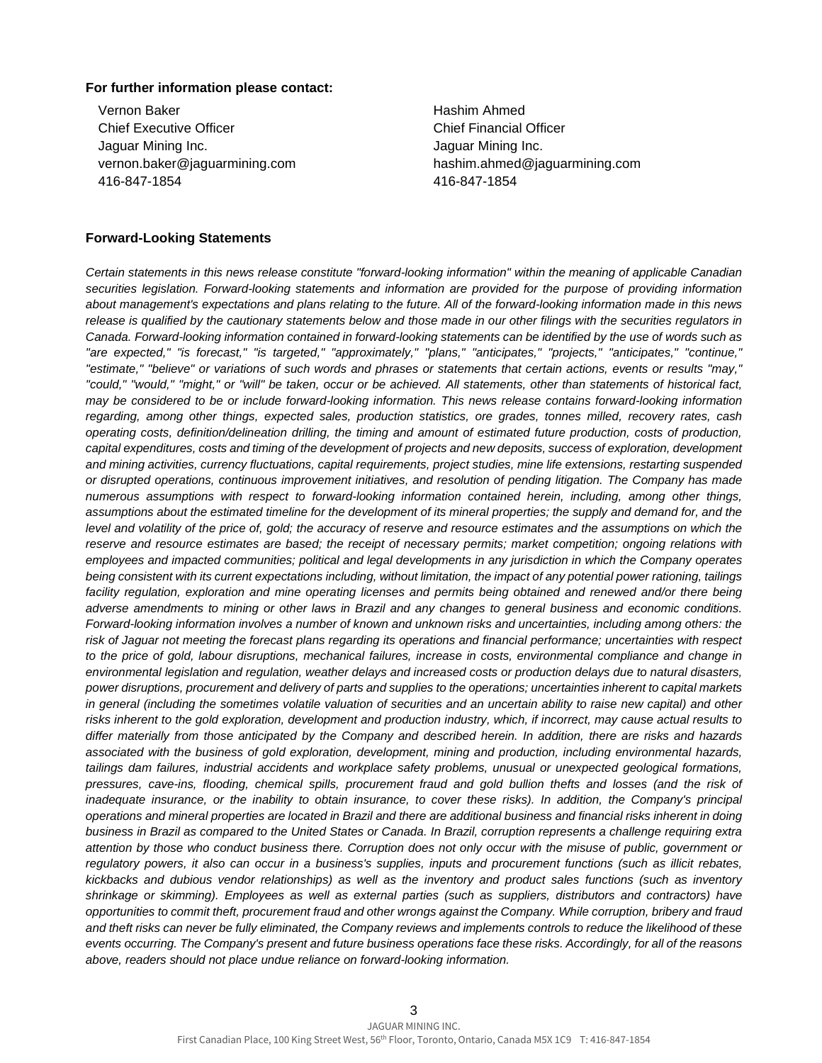**For further information please contact:**

Vernon Baker
Chief Executive Officer
Jaguar Mining Inc.
vernon.baker@jaguarmining.com
416-847-1854

Hashim Ahmed
Chief Financial Officer
Jaguar Mining Inc.
hashim.ahmed@jaguarmining.com
416-847-1854

**Forward-Looking Statements**

*Certain statements in this news release constitute "forward-looking information" within the meaning of applicable Canadian securities legislation. Forward-looking statements and information are provided for the purpose of providing information about management's expectations and plans relating to the future. All of the forward-looking information made in this news release is qualified by the cautionary statements below and those made in our other filings with the securities regulators in Canada. Forward-looking information contained in forward-looking statements can be identified by the use of words such as "are expected," "is forecast," "is targeted," "approximately," "plans," "anticipates," "projects," "anticipates," "continue," "estimate," "believe" or variations of such words and phrases or statements that certain actions, events or results "may," "could," "would," "might," or "will" be taken, occur or be achieved. All statements, other than statements of historical fact, may be considered to be or include forward-looking information. This news release contains forward-looking information regarding, among other things, expected sales, production statistics, ore grades, tonnes milled, recovery rates, cash operating costs, definition/delineation drilling, the timing and amount of estimated future production, costs of production, capital expenditures, costs and timing of the development of projects and new deposits, success of exploration, development and mining activities, currency fluctuations, capital requirements, project studies, mine life extensions, restarting suspended or disrupted operations, continuous improvement initiatives, and resolution of pending litigation. The Company has made numerous assumptions with respect to forward-looking information contained herein, including, among other things, assumptions about the estimated timeline for the development of its mineral properties; the supply and demand for, and the level and volatility of the price of, gold; the accuracy of reserve and resource estimates and the assumptions on which the reserve and resource estimates are based; the receipt of necessary permits; market competition; ongoing relations with employees and impacted communities; political and legal developments in any jurisdiction in which the Company operates being consistent with its current expectations including, without limitation, the impact of any potential power rationing, tailings facility regulation, exploration and mine operating licenses and permits being obtained and renewed and/or there being adverse amendments to mining or other laws in Brazil and any changes to general business and economic conditions. Forward-looking information involves a number of known and unknown risks and uncertainties, including among others: the risk of Jaguar not meeting the forecast plans regarding its operations and financial performance; uncertainties with respect to the price of gold, labour disruptions, mechanical failures, increase in costs, environmental compliance and change in environmental legislation and regulation, weather delays and increased costs or production delays due to natural disasters, power disruptions, procurement and delivery of parts and supplies to the operations; uncertainties inherent to capital markets in general (including the sometimes volatile valuation of securities and an uncertain ability to raise new capital) and other risks inherent to the gold exploration, development and production industry, which, if incorrect, may cause actual results to differ materially from those anticipated by the Company and described herein. In addition, there are risks and hazards associated with the business of gold exploration, development, mining and production, including environmental hazards, tailings dam failures, industrial accidents and workplace safety problems, unusual or unexpected geological formations, pressures, cave-ins, flooding, chemical spills, procurement fraud and gold bullion thefts and losses (and the risk of inadequate insurance, or the inability to obtain insurance, to cover these risks). In addition, the Company's principal operations and mineral properties are located in Brazil and there are additional business and financial risks inherent in doing business in Brazil as compared to the United States or Canada. In Brazil, corruption represents a challenge requiring extra attention by those who conduct business there. Corruption does not only occur with the misuse of public, government or regulatory powers, it also can occur in a business's supplies, inputs and procurement functions (such as illicit rebates, kickbacks and dubious vendor relationships) as well as the inventory and product sales functions (such as inventory shrinkage or skimming). Employees as well as external parties (such as suppliers, distributors and contractors) have opportunities to commit theft, procurement fraud and other wrongs against the Company. While corruption, bribery and fraud and theft risks can never be fully eliminated, the Company reviews and implements controls to reduce the likelihood of these events occurring. The Company's present and future business operations face these risks. Accordingly, for all of the reasons above, readers should not place undue reliance on forward-looking information.*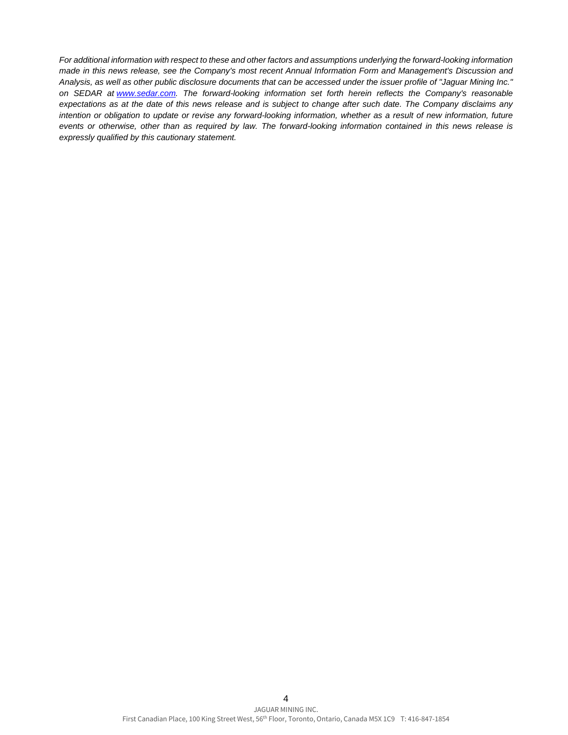*For additional information with respect to these and other factors and assumptions underlying the forward-looking information made in this news release, see the Company's most recent Annual Information Form and Management's Discussion and Analysis, as well as other public disclosure documents that can be accessed under the issuer profile of "Jaguar Mining Inc." on SEDAR at [www.sedar.com](http://www.sedar.com). The forward-looking information set forth herein reflects the Company's reasonable expectations as at the date of this news release and is subject to change after such date. The Company disclaims any intention or obligation to update or revise any forward-looking information, whether as a result of new information, future events or otherwise, other than as required by law. The forward-looking information contained in this news release is expressly qualified by this cautionary statement.*